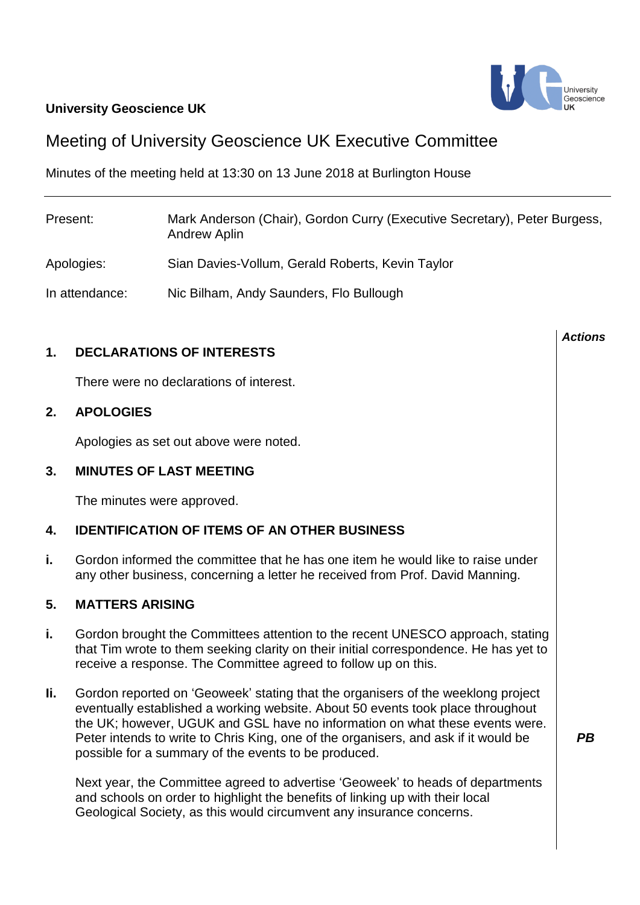**University Geoscience UK**

# Meeting of University Geoscience UK Executive Committee

Minutes of the meeting held at 13:30 on 13 June 2018 at Burlington House

| | |
|---|---|
| Present: | Mark Anderson (Chair), Gordon Curry (Executive Secretary), Peter Burgess, Andrew Aplin |
| Apologies: | Sian Davies-Vollum, Gerald Roberts, Kevin Taylor |
| In attendance: | Nic Bilham, Andy Saunders, Flo Bullough |

***Actions***

## 1. DECLARATIONS OF INTERESTS

There were no declarations of interest.

## 2. APOLOGIES

Apologies as set out above were noted.

## 3. MINUTES OF LAST MEETING

The minutes were approved.

## 4. IDENTIFICATION OF ITEMS OF AN OTHER BUSINESS

**i.** Gordon informed the committee that he has one item he would like to raise under any other business, concerning a letter he received from Prof. David Manning.

## 5. MATTERS ARISING

**i.** Gordon brought the Committees attention to the recent UNESCO approach, stating that Tim wrote to them seeking clarity on their initial correspondence. He has yet to receive a response. The Committee agreed to follow up on this.

**Ii.** Gordon reported on 'Geoweek' stating that the organisers of the weeklong project eventually established a working website. About 50 events took place throughout the UK; however, UGUK and GSL have no information on what these events were. Peter intends to write to Chris King, one of the organisers, and ask if it would be possible for a summary of the events to be produced. ***PB***

Next year, the Committee agreed to advertise 'Geoweek' to heads of departments and schools on order to highlight the benefits of linking up with their local Geological Society, as this would circumvent any insurance concerns.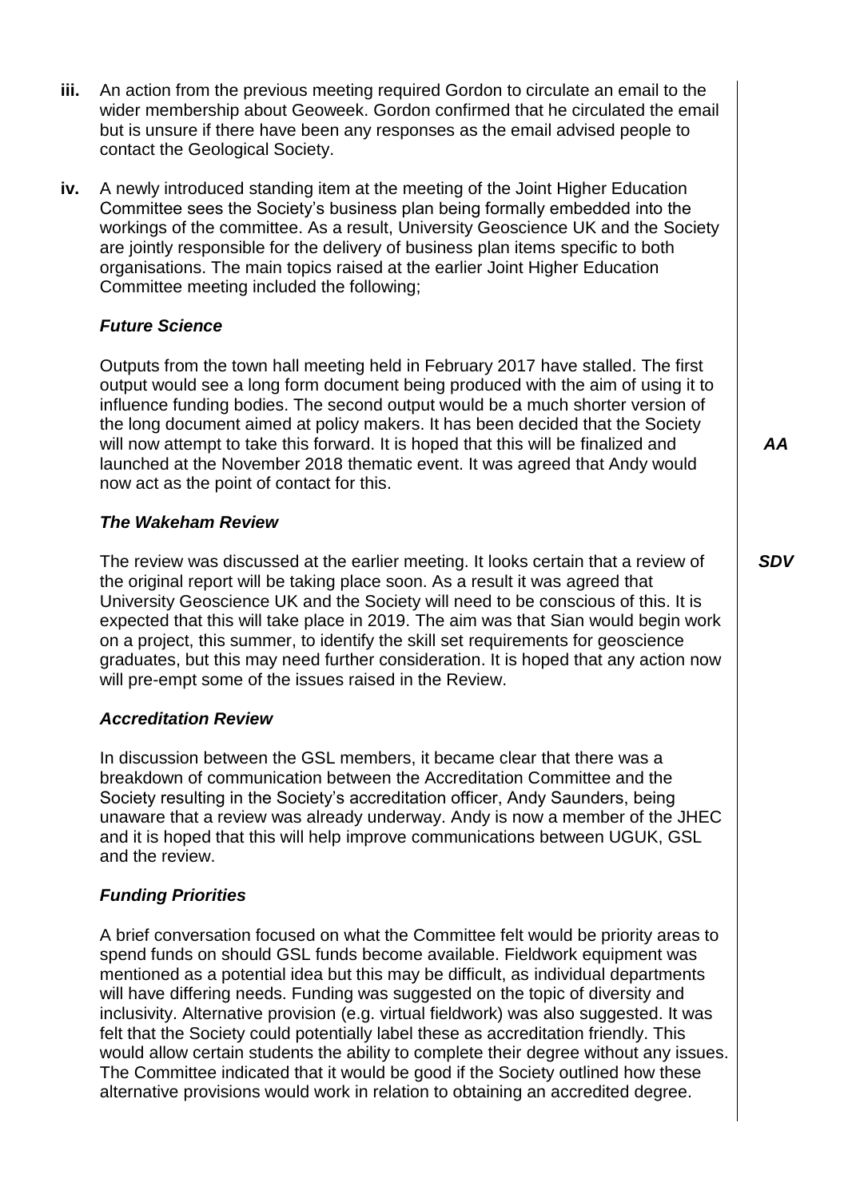**iii.** An action from the previous meeting required Gordon to circulate an email to the wider membership about Geoweek. Gordon confirmed that he circulated the email but is unsure if there have been any responses as the email advised people to contact the Geological Society.

**iv.** A newly introduced standing item at the meeting of the Joint Higher Education Committee sees the Society's business plan being formally embedded into the workings of the committee. As a result, University Geoscience UK and the Society are jointly responsible for the delivery of business plan items specific to both organisations. The main topics raised at the earlier Joint Higher Education Committee meeting included the following;

***Future Science***

Outputs from the town hall meeting held in February 2017 have stalled. The first output would see a long form document being produced with the aim of using it to influence funding bodies. The second output would be a much shorter version of the long document aimed at policy makers. It has been decided that the Society will now attempt to take this forward. It is hoped that this will be finalized and launched at the November 2018 thematic event. It was agreed that Andy would now act as the point of contact for this. ***AA***

***The Wakeham Review***

The review was discussed at the earlier meeting. It looks certain that a review of the original report will be taking place soon. As a result it was agreed that University Geoscience UK and the Society will need to be conscious of this. It is expected that this will take place in 2019. The aim was that Sian would begin work on a project, this summer, to identify the skill set requirements for geoscience graduates, but this may need further consideration. It is hoped that any action now will pre-empt some of the issues raised in the Review. ***SDV***

***Accreditation Review***

In discussion between the GSL members, it became clear that there was a breakdown of communication between the Accreditation Committee and the Society resulting in the Society's accreditation officer, Andy Saunders, being unaware that a review was already underway. Andy is now a member of the JHEC and it is hoped that this will help improve communications between UGUK, GSL and the review.

***Funding Priorities***

A brief conversation focused on what the Committee felt would be priority areas to spend funds on should GSL funds become available. Fieldwork equipment was mentioned as a potential idea but this may be difficult, as individual departments will have differing needs. Funding was suggested on the topic of diversity and inclusivity. Alternative provision (e.g. virtual fieldwork) was also suggested. It was felt that the Society could potentially label these as accreditation friendly. This would allow certain students the ability to complete their degree without any issues. The Committee indicated that it would be good if the Society outlined how these alternative provisions would work in relation to obtaining an accredited degree.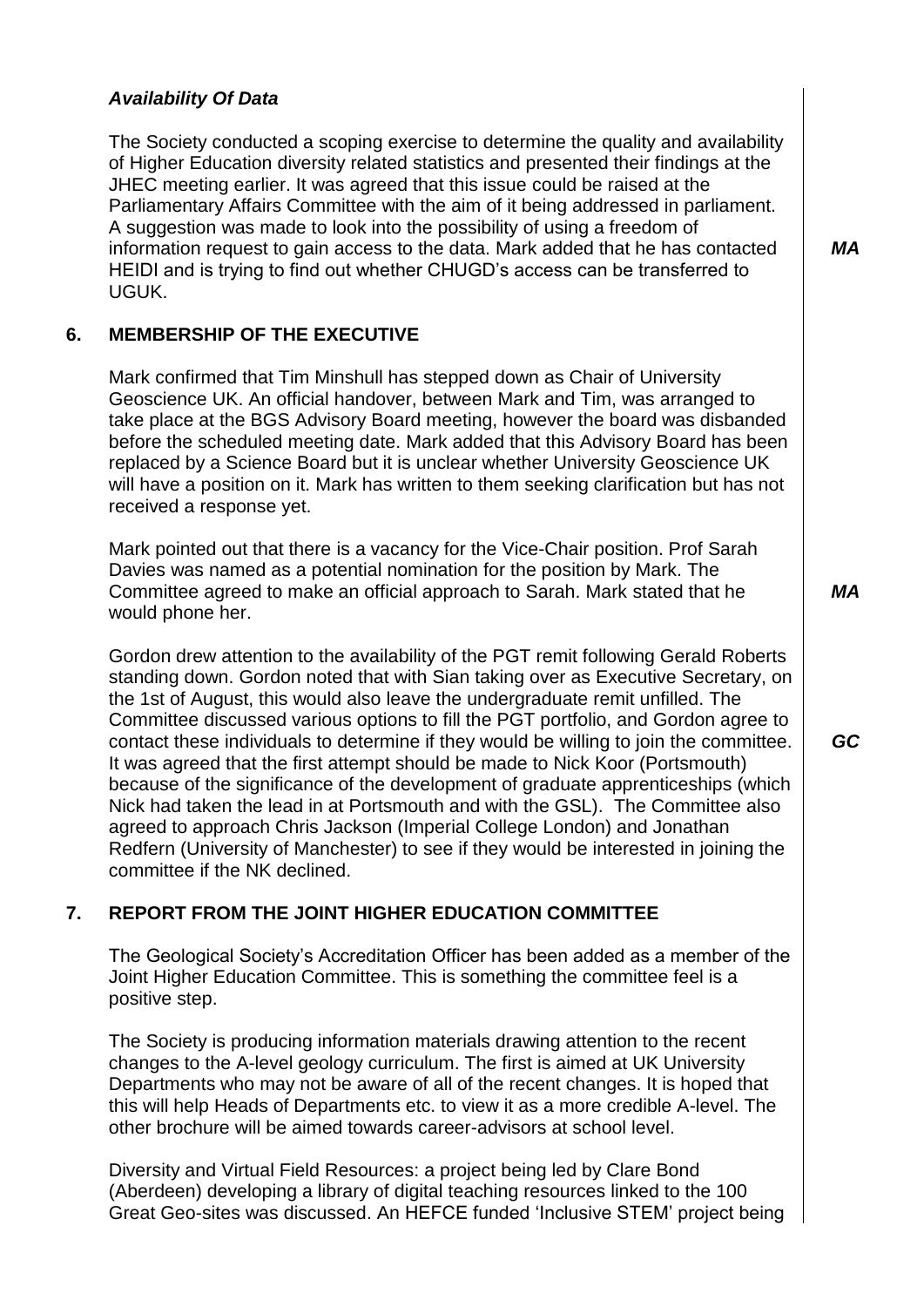### *Availability Of Data*

The Society conducted a scoping exercise to determine the quality and availability of Higher Education diversity related statistics and presented their findings at the JHEC meeting earlier. It was agreed that this issue could be raised at the Parliamentary Affairs Committee with the aim of it being addressed in parliament. A suggestion was made to look into the possibility of using a freedom of information request to gain access to the data. Mark added that he has contacted HEIDI and is trying to find out whether CHUGD's access can be transferred to UGUK. ***MA***

## 6. MEMBERSHIP OF THE EXECUTIVE

Mark confirmed that Tim Minshull has stepped down as Chair of University Geoscience UK. An official handover, between Mark and Tim, was arranged to take place at the BGS Advisory Board meeting, however the board was disbanded before the scheduled meeting date. Mark added that this Advisory Board has been replaced by a Science Board but it is unclear whether University Geoscience UK will have a position on it. Mark has written to them seeking clarification but has not received a response yet.

Mark pointed out that there is a vacancy for the Vice-Chair position. Prof Sarah Davies was named as a potential nomination for the position by Mark. The Committee agreed to make an official approach to Sarah. Mark stated that he would phone her. ***MA***

Gordon drew attention to the availability of the PGT remit following Gerald Roberts standing down. Gordon noted that with Sian taking over as Executive Secretary, on the 1st of August, this would also leave the undergraduate remit unfilled. The Committee discussed various options to fill the PGT portfolio, and Gordon agree to contact these individuals to determine if they would be willing to join the committee. It was agreed that the first attempt should be made to Nick Koor (Portsmouth) because of the significance of the development of graduate apprenticeships (which Nick had taken the lead in at Portsmouth and with the GSL). The Committee also agreed to approach Chris Jackson (Imperial College London) and Jonathan Redfern (University of Manchester) to see if they would be interested in joining the committee if the NK declined. ***GC***

## 7. REPORT FROM THE JOINT HIGHER EDUCATION COMMITTEE

The Geological Society's Accreditation Officer has been added as a member of the Joint Higher Education Committee. This is something the committee feel is a positive step.

The Society is producing information materials drawing attention to the recent changes to the A-level geology curriculum. The first is aimed at UK University Departments who may not be aware of all of the recent changes. It is hoped that this will help Heads of Departments etc. to view it as a more credible A-level. The other brochure will be aimed towards career-advisors at school level.

Diversity and Virtual Field Resources: a project being led by Clare Bond (Aberdeen) developing a library of digital teaching resources linked to the 100 Great Geo-sites was discussed. An HEFCE funded 'Inclusive STEM' project being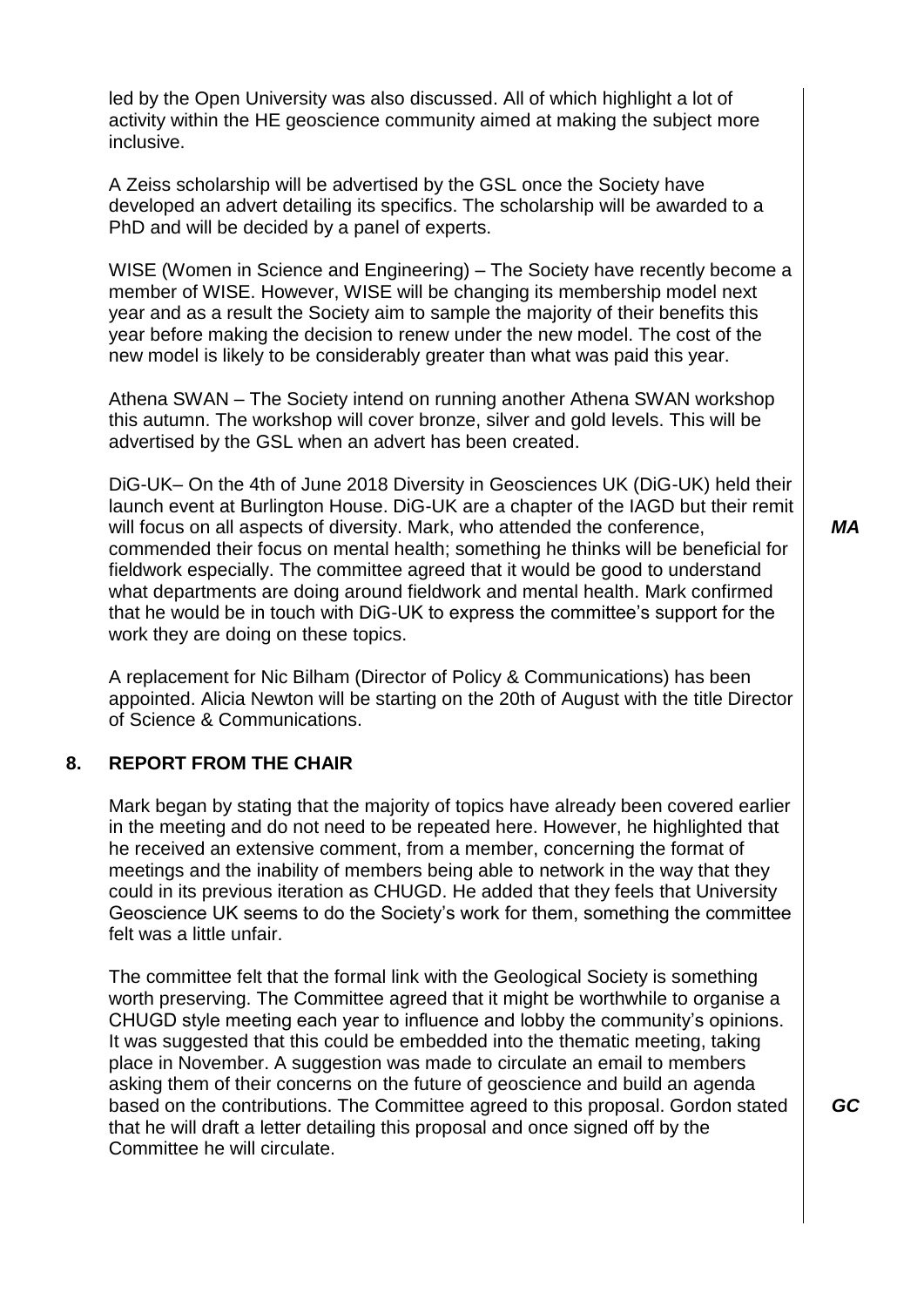led by the Open University was also discussed. All of which highlight a lot of activity within the HE geoscience community aimed at making the subject more inclusive.

A Zeiss scholarship will be advertised by the GSL once the Society have developed an advert detailing its specifics. The scholarship will be awarded to a PhD and will be decided by a panel of experts.

WISE (Women in Science and Engineering) – The Society have recently become a member of WISE. However, WISE will be changing its membership model next year and as a result the Society aim to sample the majority of their benefits this year before making the decision to renew under the new model. The cost of the new model is likely to be considerably greater than what was paid this year.

Athena SWAN – The Society intend on running another Athena SWAN workshop this autumn. The workshop will cover bronze, silver and gold levels. This will be advertised by the GSL when an advert has been created.

DiG-UK– On the 4th of June 2018 Diversity in Geosciences UK (DiG-UK) held their launch event at Burlington House. DiG-UK are a chapter of the IAGD but their remit will focus on all aspects of diversity. Mark, who attended the conference, commended their focus on mental health; something he thinks will be beneficial for fieldwork especially. The committee agreed that it would be good to understand what departments are doing around fieldwork and mental health. Mark confirmed that he would be in touch with DiG-UK to express the committee's support for the work they are doing on these topics. ***MA***

A replacement for Nic Bilham (Director of Policy & Communications) has been appointed. Alicia Newton will be starting on the 20th of August with the title Director of Science & Communications.

## 8. REPORT FROM THE CHAIR

Mark began by stating that the majority of topics have already been covered earlier in the meeting and do not need to be repeated here. However, he highlighted that he received an extensive comment, from a member, concerning the format of meetings and the inability of members being able to network in the way that they could in its previous iteration as CHUGD. He added that they feels that University Geoscience UK seems to do the Society's work for them, something the committee felt was a little unfair.

The committee felt that the formal link with the Geological Society is something worth preserving. The Committee agreed that it might be worthwhile to organise a CHUGD style meeting each year to influence and lobby the community's opinions. It was suggested that this could be embedded into the thematic meeting, taking place in November. A suggestion was made to circulate an email to members asking them of their concerns on the future of geoscience and build an agenda based on the contributions. The Committee agreed to this proposal. Gordon stated that he will draft a letter detailing this proposal and once signed off by the Committee he will circulate. ***GC***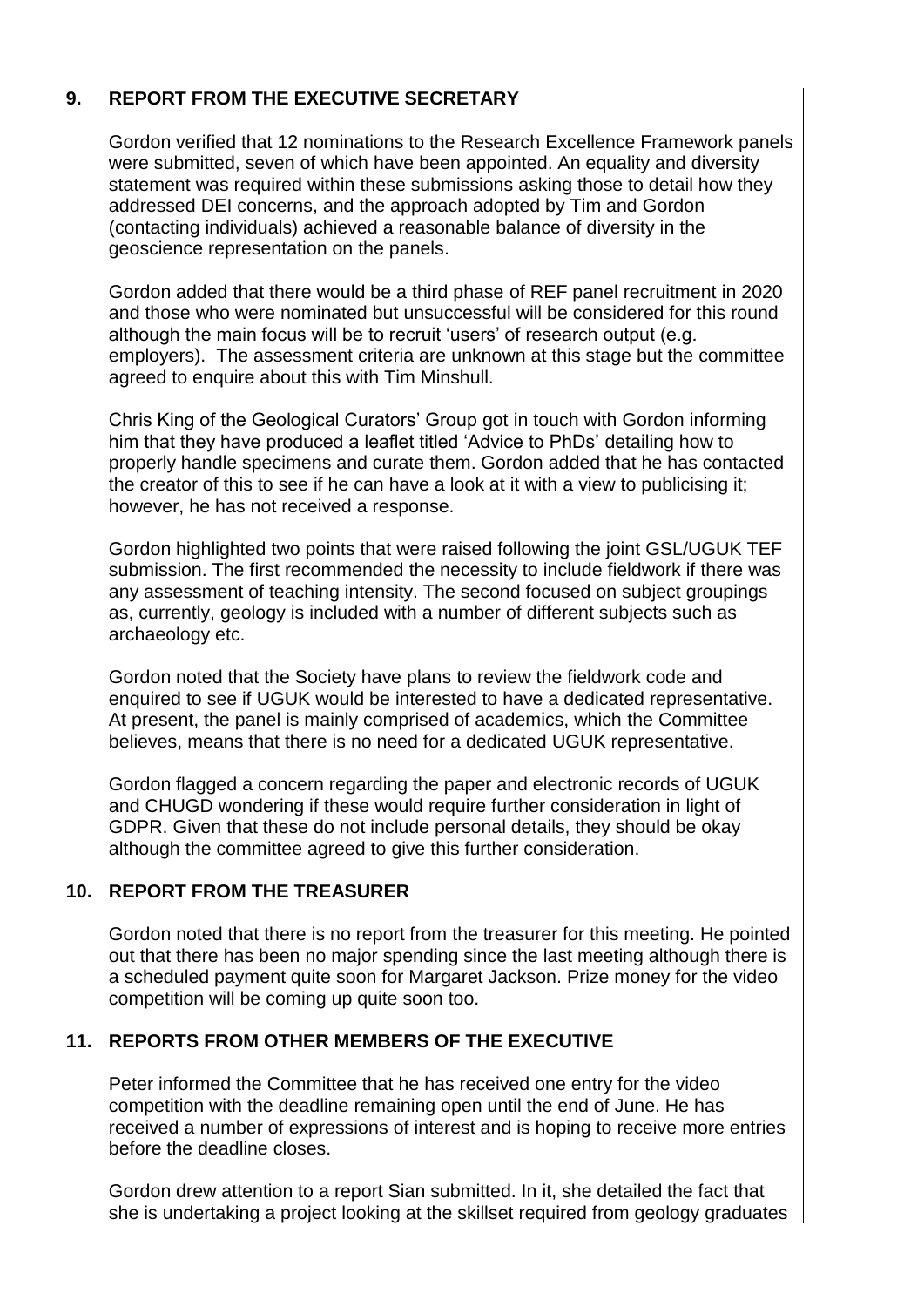## 9. REPORT FROM THE EXECUTIVE SECRETARY

Gordon verified that 12 nominations to the Research Excellence Framework panels were submitted, seven of which have been appointed. An equality and diversity statement was required within these submissions asking those to detail how they addressed DEI concerns, and the approach adopted by Tim and Gordon (contacting individuals) achieved a reasonable balance of diversity in the geoscience representation on the panels.

Gordon added that there would be a third phase of REF panel recruitment in 2020 and those who were nominated but unsuccessful will be considered for this round although the main focus will be to recruit 'users' of research output (e.g. employers). The assessment criteria are unknown at this stage but the committee agreed to enquire about this with Tim Minshull.

Chris King of the Geological Curators' Group got in touch with Gordon informing him that they have produced a leaflet titled 'Advice to PhDs' detailing how to properly handle specimens and curate them. Gordon added that he has contacted the creator of this to see if he can have a look at it with a view to publicising it; however, he has not received a response.

Gordon highlighted two points that were raised following the joint GSL/UGUK TEF submission. The first recommended the necessity to include fieldwork if there was any assessment of teaching intensity. The second focused on subject groupings as, currently, geology is included with a number of different subjects such as archaeology etc.

Gordon noted that the Society have plans to review the fieldwork code and enquired to see if UGUK would be interested to have a dedicated representative. At present, the panel is mainly comprised of academics, which the Committee believes, means that there is no need for a dedicated UGUK representative.

Gordon flagged a concern regarding the paper and electronic records of UGUK and CHUGD wondering if these would require further consideration in light of GDPR. Given that these do not include personal details, they should be okay although the committee agreed to give this further consideration.

## 10. REPORT FROM THE TREASURER

Gordon noted that there is no report from the treasurer for this meeting. He pointed out that there has been no major spending since the last meeting although there is a scheduled payment quite soon for Margaret Jackson. Prize money for the video competition will be coming up quite soon too.

## 11. REPORTS FROM OTHER MEMBERS OF THE EXECUTIVE

Peter informed the Committee that he has received one entry for the video competition with the deadline remaining open until the end of June. He has received a number of expressions of interest and is hoping to receive more entries before the deadline closes.

Gordon drew attention to a report Sian submitted. In it, she detailed the fact that she is undertaking a project looking at the skillset required from geology graduates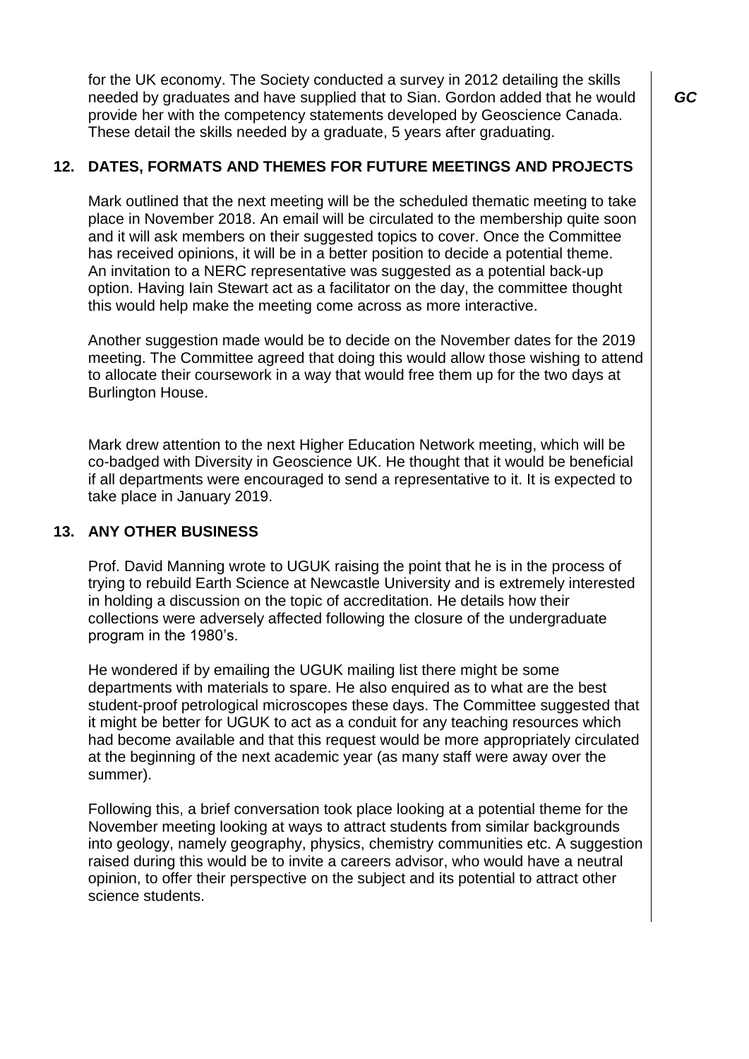for the UK economy. The Society conducted a survey in 2012 detailing the skills needed by graduates and have supplied that to Sian. Gordon added that he would provide her with the competency statements developed by Geoscience Canada. These detail the skills needed by a graduate, 5 years after graduating. ***GC***

## 12. DATES, FORMATS AND THEMES FOR FUTURE MEETINGS AND PROJECTS

Mark outlined that the next meeting will be the scheduled thematic meeting to take place in November 2018. An email will be circulated to the membership quite soon and it will ask members on their suggested topics to cover. Once the Committee has received opinions, it will be in a better position to decide a potential theme. An invitation to a NERC representative was suggested as a potential back-up option. Having Iain Stewart act as a facilitator on the day, the committee thought this would help make the meeting come across as more interactive.

Another suggestion made would be to decide on the November dates for the 2019 meeting. The Committee agreed that doing this would allow those wishing to attend to allocate their coursework in a way that would free them up for the two days at Burlington House.

Mark drew attention to the next Higher Education Network meeting, which will be co-badged with Diversity in Geoscience UK. He thought that it would be beneficial if all departments were encouraged to send a representative to it. It is expected to take place in January 2019.

## 13. ANY OTHER BUSINESS

Prof. David Manning wrote to UGUK raising the point that he is in the process of trying to rebuild Earth Science at Newcastle University and is extremely interested in holding a discussion on the topic of accreditation. He details how their collections were adversely affected following the closure of the undergraduate program in the 1980's.

He wondered if by emailing the UGUK mailing list there might be some departments with materials to spare. He also enquired as to what are the best student-proof petrological microscopes these days. The Committee suggested that it might be better for UGUK to act as a conduit for any teaching resources which had become available and that this request would be more appropriately circulated at the beginning of the next academic year (as many staff were away over the summer).

Following this, a brief conversation took place looking at a potential theme for the November meeting looking at ways to attract students from similar backgrounds into geology, namely geography, physics, chemistry communities etc. A suggestion raised during this would be to invite a careers advisor, who would have a neutral opinion, to offer their perspective on the subject and its potential to attract other science students.